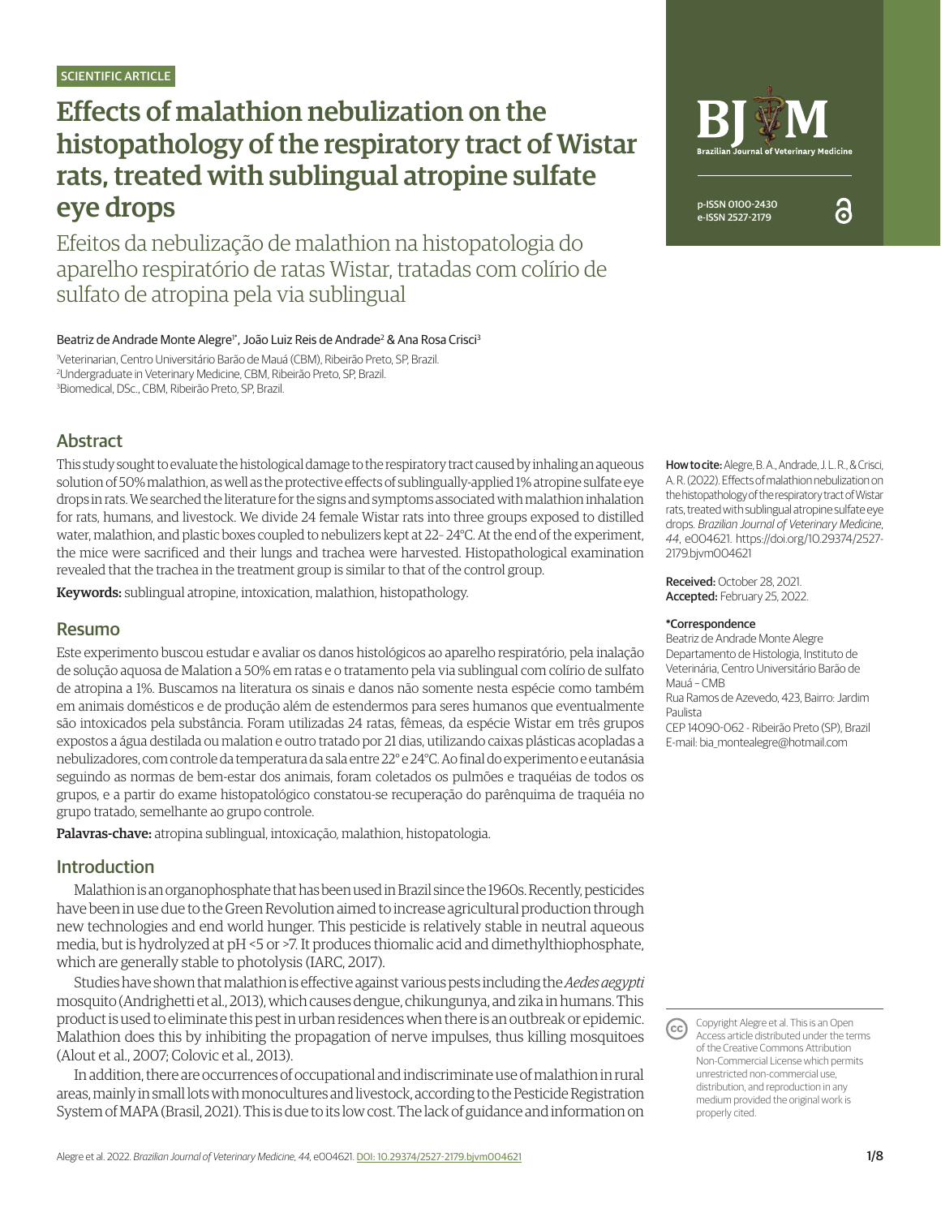SCIENTIFIC ARTICLE

# Effects of malathion nebulization on the histopathology of the respiratory tract of Wistar rats, treated with sublingual atropine sulfate eye drops

Efeitos da nebulização de malathion na histopatologia do aparelho respiratório de ratas Wistar, tratadas com colírio de sulfato de atropina pela via sublingual

Beatriz de Andrade Monte Alegre[1*], João Luiz Reis de Andrade[2] & Ana Rosa Crisci[3]

[1]Veterinarian, Centro Universitário Barão de Mauá (CBM), Ribeirão Preto, SP, Brazil.
[2]Undergraduate in Veterinary Medicine, CBM, Ribeirão Preto, SP, Brazil.
[3]Biomedical, DSc., CBM, Ribeirão Preto, SP, Brazil.

BJVM Brazilian Journal of Veterinary Medicine
p-ISSN 0100-2430
e-ISSN 2527-2179

## Abstract

This study sought to evaluate the histological damage to the respiratory tract caused by inhaling an aqueous solution of 50% malathion, as well as the protective effects of sublingually-applied 1% atropine sulfate eye drops in rats. We searched the literature for the signs and symptoms associated with malathion inhalation for rats, humans, and livestock. We divide 24 female Wistar rats into three groups exposed to distilled water, malathion, and plastic boxes coupled to nebulizers kept at 22- 24°C. At the end of the experiment, the mice were sacrificed and their lungs and trachea were harvested. Histopathological examination revealed that the trachea in the treatment group is similar to that of the control group.

**Keywords:** sublingual atropine, intoxication, malathion, histopathology.

## Resumo

Este experimento buscou estudar e avaliar os danos histológicos ao aparelho respiratório, pela inalação de solução aquosa de Malation a 50% em ratas e o tratamento pela via sublingual com colírio de sulfato de atropina a 1%. Buscamos na literatura os sinais e danos não somente nesta espécie como também em animais domésticos e de produção além de estendermos para seres humanos que eventualmente são intoxicados pela substância. Foram utilizadas 24 ratas, fêmeas, da espécie Wistar em três grupos expostos a água destilada ou malation e outro tratado por 21 dias, utilizando caixas plásticas acopladas a nebulizadores, com controle da temperatura da sala entre 22° e 24°C. Ao final do experimento e eutanásia seguindo as normas de bem-estar dos animais, foram coletados os pulmões e traquéias de todos os grupos, e a partir do exame histopatológico constatou-se recuperação do parênquima de traquéia no grupo tratado, semelhante ao grupo controle.

**Palavras-chave:** atropina sublingual, intoxicação, malathion, histopatologia.

**How to cite:** Alegre, B. A., Andrade, J. L. R., & Crisci, A. R. (2022). Effects of malathion nebulization on the histopathology of the respiratory tract of Wistar rats, treated with sublingual atropine sulfate eye drops. *Brazilian Journal of Veterinary Medicine*, *44*, e004621. https://doi.org/10.29374/2527-2179.bjvm004621

**Received:** October 28, 2021.
**Accepted:** February 25, 2022.

**\*Correspondence**
Beatriz de Andrade Monte Alegre
Departamento de Histologia, Instituto de Veterinária, Centro Universitário Barão de Mauá – CMB
Rua Ramos de Azevedo, 423, Bairro: Jardim Paulista
CEP 14090-062 - Ribeirão Preto (SP), Brazil
E-mail: bia_montealegre@hotmail.com

## Introduction

Malathion is an organophosphate that has been used in Brazil since the 1960s. Recently, pesticides have been in use due to the Green Revolution aimed to increase agricultural production through new technologies and end world hunger. This pesticide is relatively stable in neutral aqueous media, but is hydrolyzed at pH <5 or >7. It produces thiomalic acid and dimethylthiophosphate, which are generally stable to photolysis (IARC, 2017).

Studies have shown that malathion is effective against various pests including the *Aedes aegypti* mosquito (Andrighetti et al., 2013), which causes dengue, chikungunya, and zika in humans. This product is used to eliminate this pest in urban residences when there is an outbreak or epidemic. Malathion does this by inhibiting the propagation of nerve impulses, thus killing mosquitoes (Alout et al., 2007; Colovic et al., 2013).

In addition, there are occurrences of occupational and indiscriminate use of malathion in rural areas, mainly in small lots with monocultures and livestock, according to the Pesticide Registration System of MAPA (Brasil, 2021). This is due to its low cost. The lack of guidance and information on

Copyright Alegre et al. This is an Open Access article distributed under the terms of the Creative Commons Attribution Non-Commercial License which permits unrestricted non-commercial use, distribution, and reproduction in any medium provided the original work is properly cited.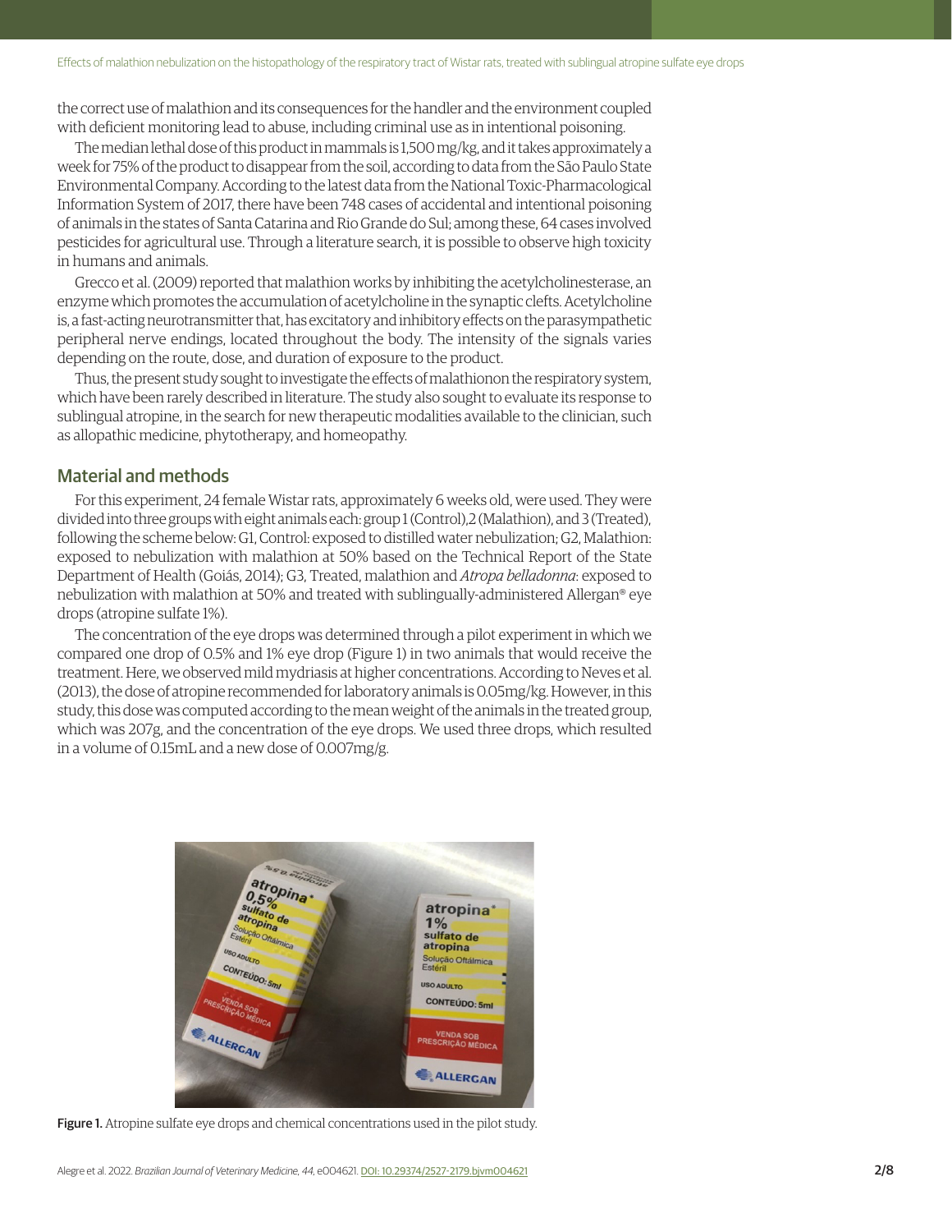the correct use of malathion and its consequences for the handler and the environment coupled with deficient monitoring lead to abuse, including criminal use as in intentional poisoning.

The median lethal dose of this product in mammals is 1,500 mg/kg, and it takes approximately a week for 75% of the product to disappear from the soil, according to data from the São Paulo State Environmental Company. According to the latest data from the National Toxic-Pharmacological Information System of 2017, there have been 748 cases of accidental and intentional poisoning of animals in the states of Santa Catarina and Rio Grande do Sul; among these, 64 cases involved pesticides for agricultural use. Through a literature search, it is possible to observe high toxicity in humans and animals.

Grecco et al. (2009) reported that malathion works by inhibiting the acetylcholinesterase, an enzyme which promotes the accumulation of acetylcholine in the synaptic clefts. Acetylcholine is, a fast-acting neurotransmitter that, has excitatory and inhibitory effects on the parasympathetic peripheral nerve endings, located throughout the body. The intensity of the signals varies depending on the route, dose, and duration of exposure to the product.

Thus, the present study sought to investigate the effects of malathionon the respiratory system, which have been rarely described in literature. The study also sought to evaluate its response to sublingual atropine, in the search for new therapeutic modalities available to the clinician, such as allopathic medicine, phytotherapy, and homeopathy.

## Material and methods

For this experiment, 24 female Wistar rats, approximately 6 weeks old, were used. They were divided into three groups with eight animals each: group 1 (Control),2 (Malathion), and 3 (Treated), following the scheme below: G1, Control: exposed to distilled water nebulization; G2, Malathion: exposed to nebulization with malathion at 50% based on the Technical Report of the State Department of Health (Goiás, 2014); G3, Treated, malathion and *Atropa belladonna*: exposed to nebulization with malathion at 50% and treated with sublingually-administered Allergan® eye drops (atropine sulfate 1%).

The concentration of the eye drops was determined through a pilot experiment in which we compared one drop of 0.5% and 1% eye drop (Figure 1) in two animals that would receive the treatment. Here, we observed mild mydriasis at higher concentrations. According to Neves et al. (2013), the dose of atropine recommended for laboratory animals is 0.05mg/kg. However, in this study, this dose was computed according to the mean weight of the animals in the treated group, which was 207g, and the concentration of the eye drops. We used three drops, which resulted in a volume of 0.15mL and a new dose of 0.007mg/g.

**Figure 1.** Atropine sulfate eye drops and chemical concentrations used in the pilot study.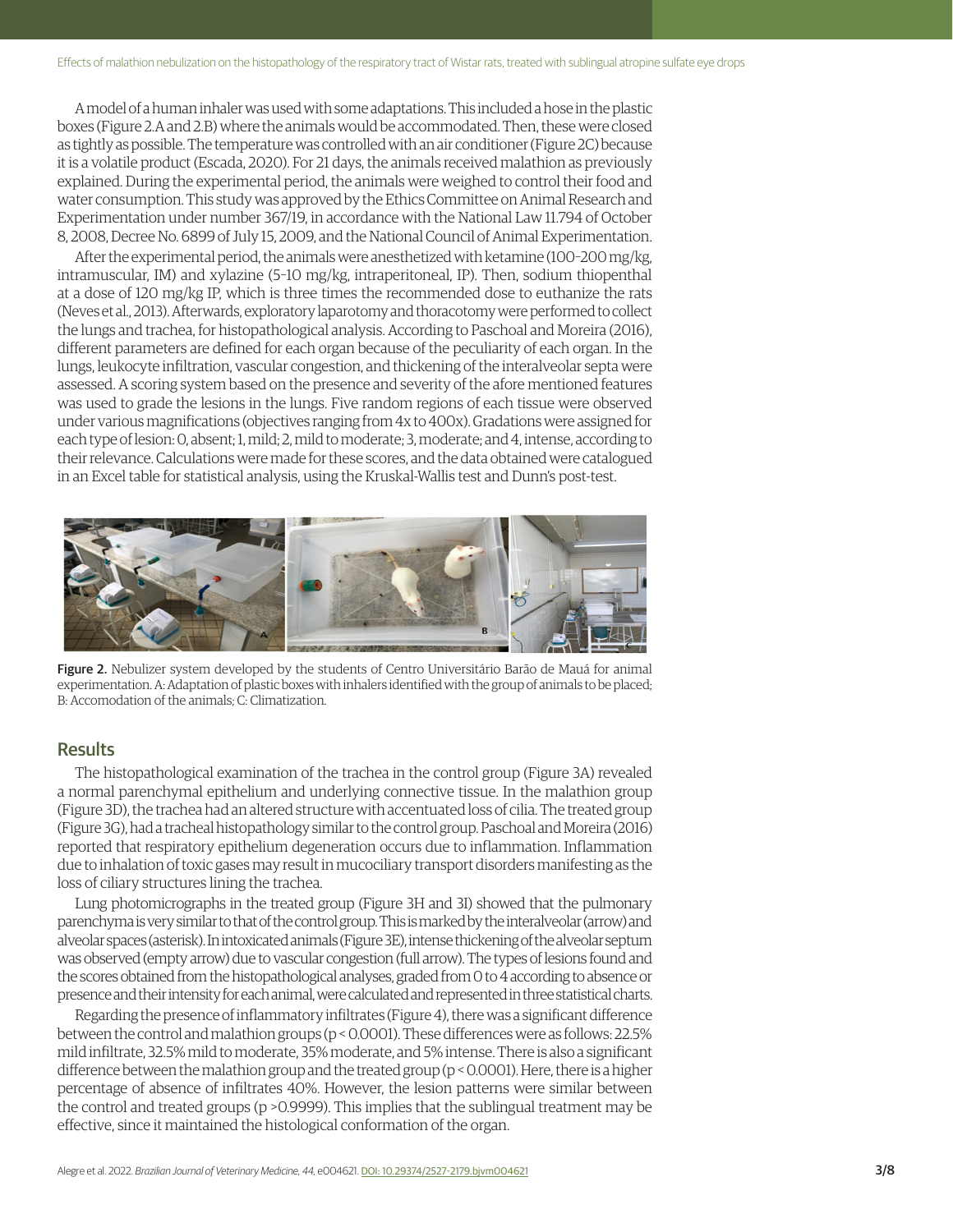A model of a human inhaler was used with some adaptations. This included a hose in the plastic boxes (Figure 2.A and 2.B) where the animals would be accommodated. Then, these were closed as tightly as possible. The temperature was controlled with an air conditioner (Figure 2C) because it is a volatile product (Escada, 2020). For 21 days, the animals received malathion as previously explained. During the experimental period, the animals were weighed to control their food and water consumption. This study was approved by the Ethics Committee on Animal Research and Experimentation under number 367/19, in accordance with the National Law 11.794 of October 8, 2008, Decree No. 6899 of July 15, 2009, and the National Council of Animal Experimentation.

After the experimental period, the animals were anesthetized with ketamine (100–200 mg/kg, intramuscular, IM) and xylazine (5–10 mg/kg, intraperitoneal, IP). Then, sodium thiopenthal at a dose of 120 mg/kg IP, which is three times the recommended dose to euthanize the rats (Neves et al., 2013). Afterwards, exploratory laparotomy and thoracotomy were performed to collect the lungs and trachea, for histopathological analysis. According to Paschoal and Moreira (2016), different parameters are defined for each organ because of the peculiarity of each organ. In the lungs, leukocyte infiltration, vascular congestion, and thickening of the interalveolar septa were assessed. A scoring system based on the presence and severity of the afore mentioned features was used to grade the lesions in the lungs. Five random regions of each tissue were observed under various magnifications (objectives ranging from 4x to 400x). Gradations were assigned for each type of lesion: 0, absent; 1, mild; 2, mild to moderate; 3, moderate; and 4, intense, according to their relevance. Calculations were made for these scores, and the data obtained were catalogued in an Excel table for statistical analysis, using the Kruskal-Wallis test and Dunn's post-test.

Figure 2. Nebulizer system developed by the students of Centro Universitário Barão de Mauá for animal experimentation. A: Adaptation of plastic boxes with inhalers identified with the group of animals to be placed; B: Accomodation of the animals; C: Climatization.

## Results

The histopathological examination of the trachea in the control group (Figure 3A) revealed a normal parenchymal epithelium and underlying connective tissue. In the malathion group (Figure 3D), the trachea had an altered structure with accentuated loss of cilia. The treated group (Figure 3G), had a tracheal histopathology similar to the control group. Paschoal and Moreira (2016) reported that respiratory epithelium degeneration occurs due to inflammation. Inflammation due to inhalation of toxic gases may result in mucociliary transport disorders manifesting as the loss of ciliary structures lining the trachea.

Lung photomicrographs in the treated group (Figure 3H and 3I) showed that the pulmonary parenchyma is very similar to that of the control group. This is marked by the interalveolar (arrow) and alveolar spaces (asterisk). In intoxicated animals (Figure 3E), intense thickening of the alveolar septum was observed (empty arrow) due to vascular congestion (full arrow). The types of lesions found and the scores obtained from the histopathological analyses, graded from 0 to 4 according to absence or presence and their intensity for each animal, were calculated and represented in three statistical charts.

Regarding the presence of inflammatory infiltrates (Figure 4), there was a significant difference between the control and malathion groups ($p < 0.0001$). These differences were as follows: 22.5% mild infiltrate, 32.5% mild to moderate, 35% moderate, and 5% intense. There is also a significant difference between the malathion group and the treated group ($p < 0.0001$). Here, there is a higher percentage of absence of infiltrates 40%. However, the lesion patterns were similar between the control and treated groups ($p > 0.9999$). This implies that the sublingual treatment may be effective, since it maintained the histological conformation of the organ.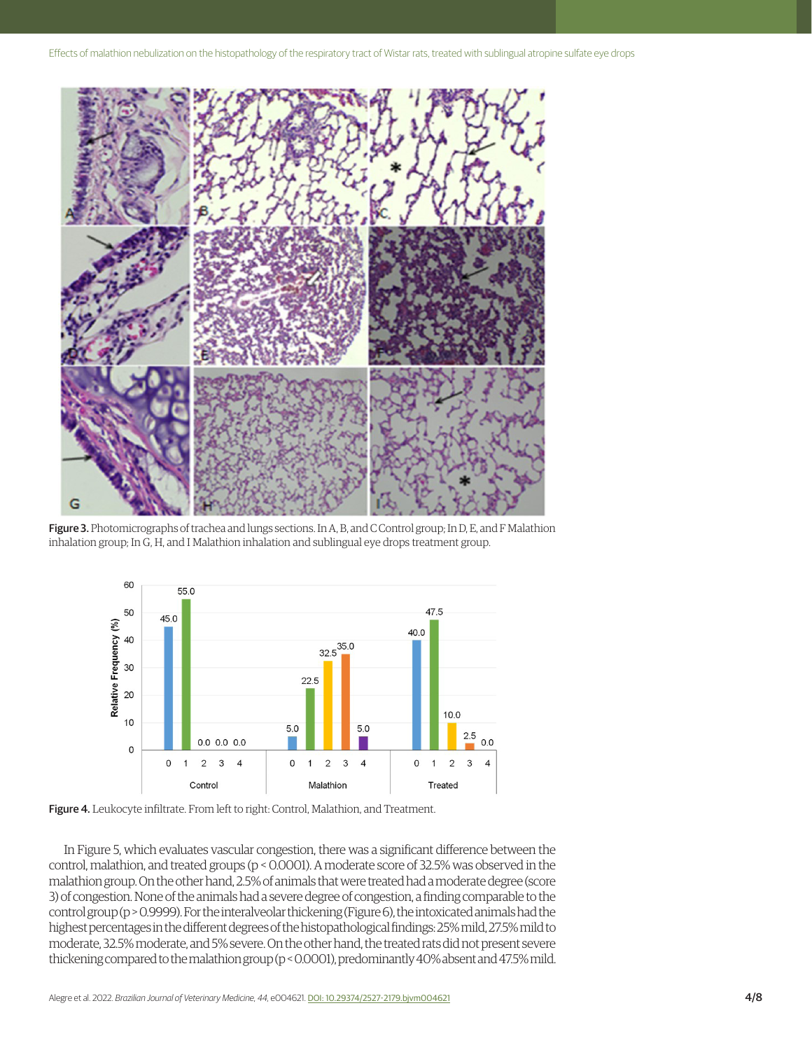Figure 3. Photomicrographs of trachea and lungs sections. In A, B, and C Control group; In D, E, and F Malathion inhalation group; In G, H, and I Malathion inhalation and sublingual eye drops treatment group.

Figure 4. Leukocyte infiltrate. From left to right: Control, Malathion, and Treatment.

In Figure 5, which evaluates vascular congestion, there was a significant difference between the control, malathion, and treated groups ($p < 0.0001$). A moderate score of 32.5% was observed in the malathion group. On the other hand, 2.5% of animals that were treated had a moderate degree (score 3) of congestion. None of the animals had a severe degree of congestion, a finding comparable to the control group ($p > 0.9999$). For the interalveolar thickening (Figure 6), the intoxicated animals had the highest percentages in the different degrees of the histopathological findings: 25% mild, 27.5% mild to moderate, 32.5% moderate, and 5% severe. On the other hand, the treated rats did not present severe thickening compared to the malathion group ($p < 0.0001$), predominantly 40% absent and 47.5% mild.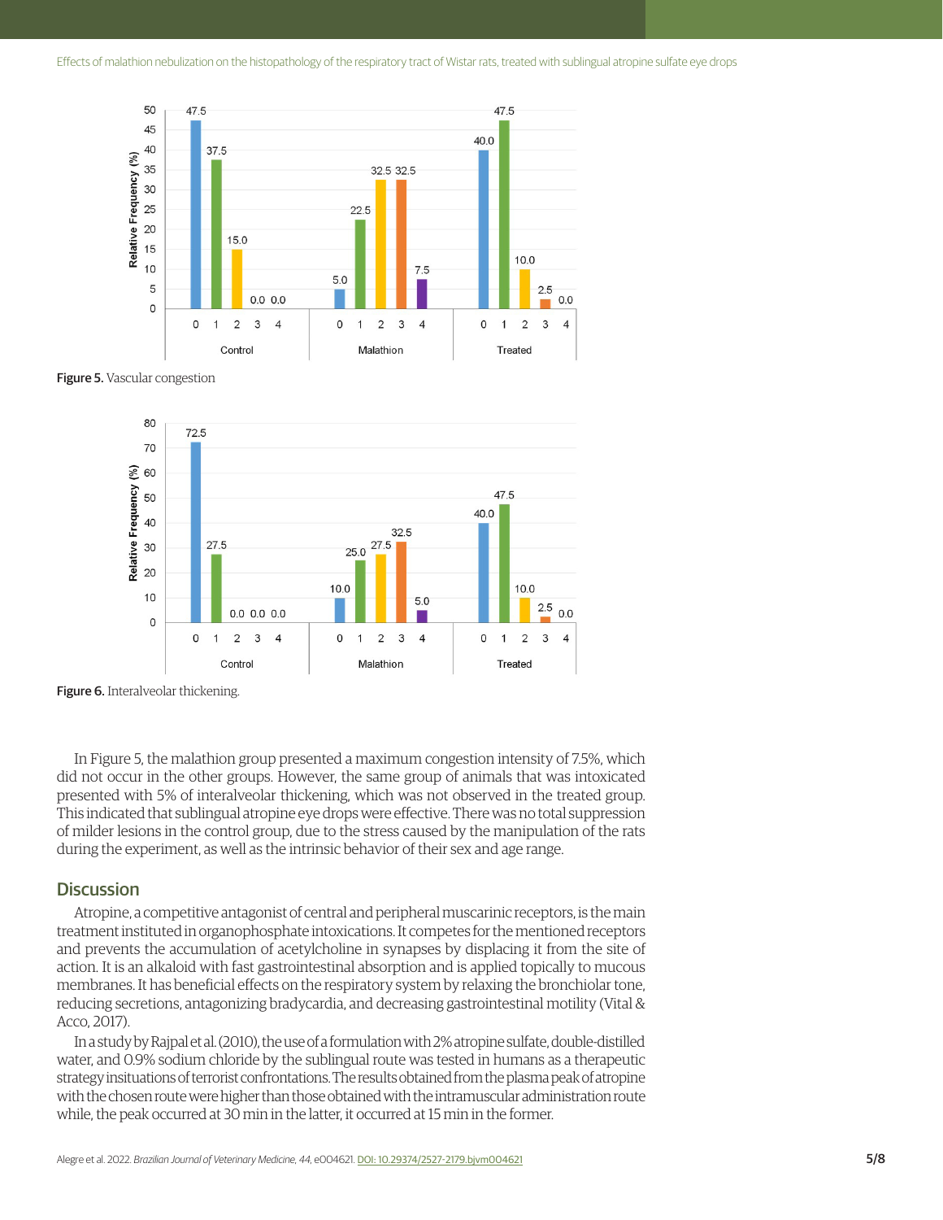Figure 5. Vascular congestion

Figure 6. Interalveolar thickening.

In Figure 5, the malathion group presented a maximum congestion intensity of 7.5%, which did not occur in the other groups. However, the same group of animals that was intoxicated presented with 5% of interalveolar thickening, which was not observed in the treated group. This indicated that sublingual atropine eye drops were effective. There was no total suppression of milder lesions in the control group, due to the stress caused by the manipulation of the rats during the experiment, as well as the intrinsic behavior of their sex and age range.

## Discussion

Atropine, a competitive antagonist of central and peripheral muscarinic receptors, is the main treatment instituted in organophosphate intoxications. It competes for the mentioned receptors and prevents the accumulation of acetylcholine in synapses by displacing it from the site of action. It is an alkaloid with fast gastrointestinal absorption and is applied topically to mucous membranes. It has beneficial effects on the respiratory system by relaxing the bronchiolar tone, reducing secretions, antagonizing bradycardia, and decreasing gastrointestinal motility (Vital & Acco, 2017).

In a study by Rajpal et al. (2010), the use of a formulation with 2% atropine sulfate, double-distilled water, and 0.9% sodium chloride by the sublingual route was tested in humans as a therapeutic strategy insituations of terrorist confrontations. The results obtained from the plasma peak of atropine with the chosen route were higher than those obtained with the intramuscular administration route while, the peak occurred at 30 min in the latter, it occurred at 15 min in the former.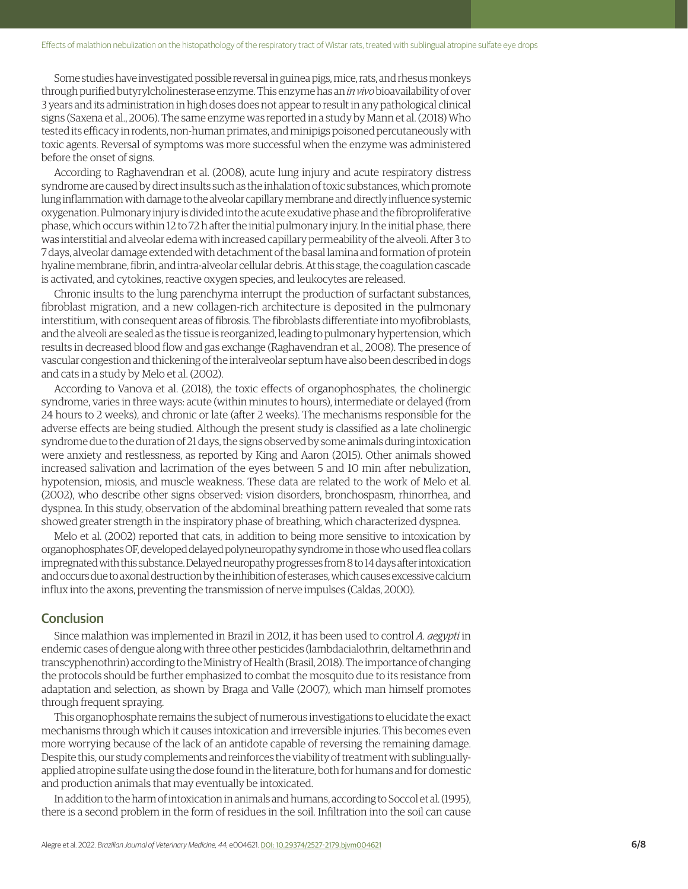Some studies have investigated possible reversal in guinea pigs, mice, rats, and rhesus monkeys through purified butyrylcholinesterase enzyme. This enzyme has an *in vivo* bioavailability of over 3 years and its administration in high doses does not appear to result in any pathological clinical signs (Saxena et al., 2006). The same enzyme was reported in a study by Mann et al. (2018) Who tested its efficacy in rodents, non-human primates, and minipigs poisoned percutaneously with toxic agents. Reversal of symptoms was more successful when the enzyme was administered before the onset of signs.

According to Raghavendran et al. (2008), acute lung injury and acute respiratory distress syndrome are caused by direct insults such as the inhalation of toxic substances, which promote lung inflammation with damage to the alveolar capillary membrane and directly influence systemic oxygenation. Pulmonary injury is divided into the acute exudative phase and the fibroproliferative phase, which occurs within 12 to 72 h after the initial pulmonary injury. In the initial phase, there was interstitial and alveolar edema with increased capillary permeability of the alveoli. After 3 to 7 days, alveolar damage extended with detachment of the basal lamina and formation of protein hyaline membrane, fibrin, and intra-alveolar cellular debris. At this stage, the coagulation cascade is activated, and cytokines, reactive oxygen species, and leukocytes are released.

Chronic insults to the lung parenchyma interrupt the production of surfactant substances, fibroblast migration, and a new collagen-rich architecture is deposited in the pulmonary interstitium, with consequent areas of fibrosis. The fibroblasts differentiate into myofibroblasts, and the alveoli are sealed as the tissue is reorganized, leading to pulmonary hypertension, which results in decreased blood flow and gas exchange (Raghavendran et al., 2008). The presence of vascular congestion and thickening of the interalveolar septum have also been described in dogs and cats in a study by Melo et al. (2002).

According to Vanova et al. (2018), the toxic effects of organophosphates, the cholinergic syndrome, varies in three ways: acute (within minutes to hours), intermediate or delayed (from 24 hours to 2 weeks), and chronic or late (after 2 weeks). The mechanisms responsible for the adverse effects are being studied. Although the present study is classified as a late cholinergic syndrome due to the duration of 21 days, the signs observed by some animals during intoxication were anxiety and restlessness, as reported by King and Aaron (2015). Other animals showed increased salivation and lacrimation of the eyes between 5 and 10 min after nebulization, hypotension, miosis, and muscle weakness. These data are related to the work of Melo et al. (2002), who describe other signs observed: vision disorders, bronchospasm, rhinorrhea, and dyspnea. In this study, observation of the abdominal breathing pattern revealed that some rats showed greater strength in the inspiratory phase of breathing, which characterized dyspnea.

Melo et al. (2002) reported that cats, in addition to being more sensitive to intoxication by organophosphates OF, developed delayed polyneuropathy syndrome in those who used flea collars impregnated with this substance. Delayed neuropathy progresses from 8 to 14 days after intoxication and occurs due to axonal destruction by the inhibition of esterases, which causes excessive calcium influx into the axons, preventing the transmission of nerve impulses (Caldas, 2000).

## Conclusion

Since malathion was implemented in Brazil in 2012, it has been used to control *A. aegypti* in endemic cases of dengue along with three other pesticides (lambdacialothrin, deltamethrin and transcyphenothrin) according to the Ministry of Health (Brasil, 2018). The importance of changing the protocols should be further emphasized to combat the mosquito due to its resistance from adaptation and selection, as shown by Braga and Valle (2007), which man himself promotes through frequent spraying.

This organophosphate remains the subject of numerous investigations to elucidate the exact mechanisms through which it causes intoxication and irreversible injuries. This becomes even more worrying because of the lack of an antidote capable of reversing the remaining damage. Despite this, our study complements and reinforces the viability of treatment with sublingually-applied atropine sulfate using the dose found in the literature, both for humans and for domestic and production animals that may eventually be intoxicated.

In addition to the harm of intoxication in animals and humans, according to Soccol et al. (1995), there is a second problem in the form of residues in the soil. Infiltration into the soil can cause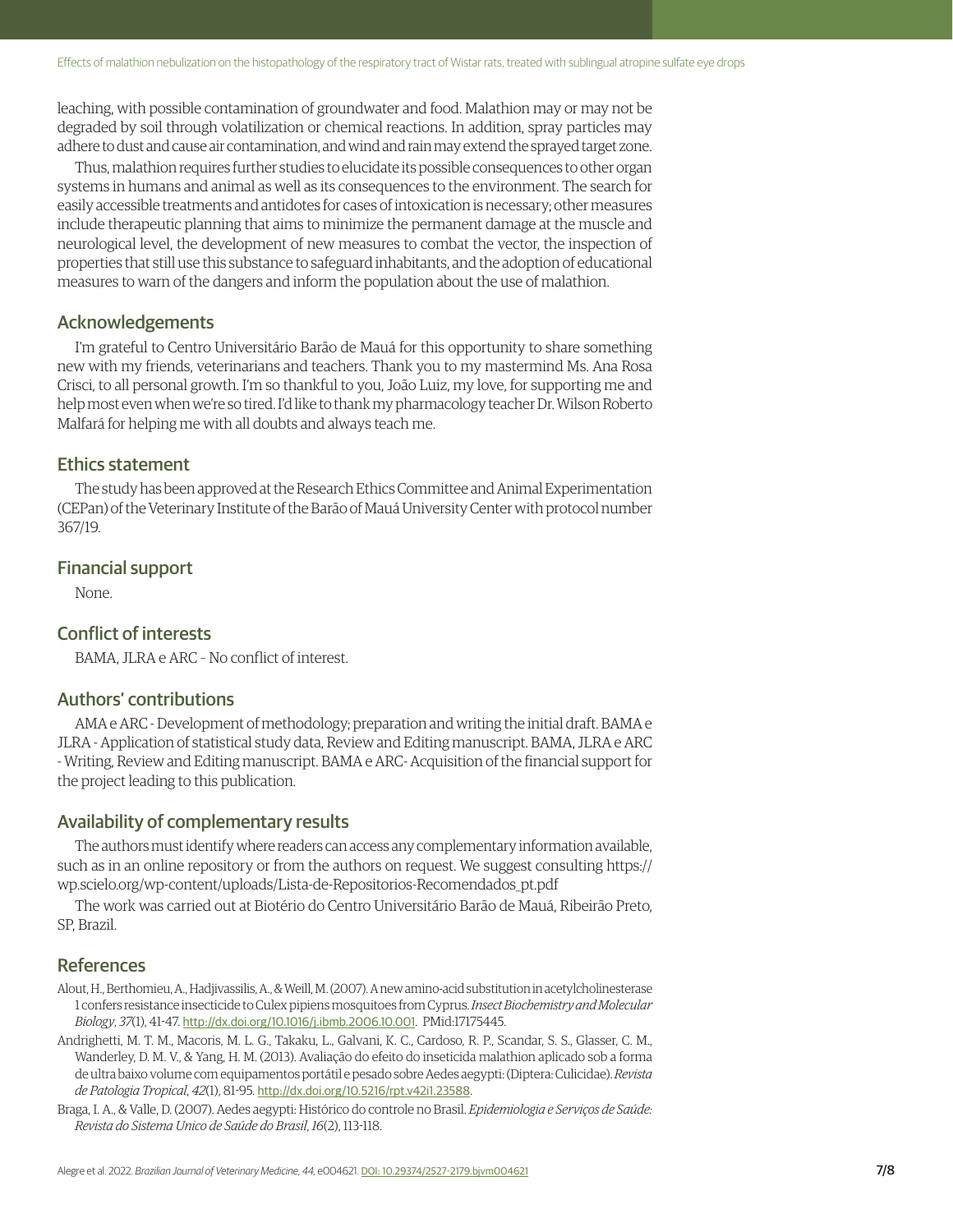leaching, with possible contamination of groundwater and food. Malathion may or may not be degraded by soil through volatilization or chemical reactions. In addition, spray particles may adhere to dust and cause air contamination, and wind and rain may extend the sprayed target zone.

Thus, malathion requires further studies to elucidate its possible consequences to other organ systems in humans and animal as well as its consequences to the environment. The search for easily accessible treatments and antidotes for cases of intoxication is necessary; other measures include therapeutic planning that aims to minimize the permanent damage at the muscle and neurological level, the development of new measures to combat the vector, the inspection of properties that still use this substance to safeguard inhabitants, and the adoption of educational measures to warn of the dangers and inform the population about the use of malathion.

## Acknowledgements

I'm grateful to Centro Universitário Barão de Mauá for this opportunity to share something new with my friends, veterinarians and teachers. Thank you to my mastermind Ms. Ana Rosa Crisci, to all personal growth. I'm so thankful to you, João Luiz, my love, for supporting me and help most even when we're so tired. I'd like to thank my pharmacology teacher Dr. Wilson Roberto Malfará for helping me with all doubts and always teach me.

## Ethics statement

The study has been approved at the Research Ethics Committee and Animal Experimentation (CEPan) of the Veterinary Institute of the Barão of Mauá University Center with protocol number 367/19.

## Financial support

None.

## Conflict of interests

BAMA, JLRA e ARC - No conflict of interest.

## Authors' contributions

AMA e ARC - Development of methodology; preparation and writing the initial draft. BAMA e JLRA - Application of statistical study data, Review and Editing manuscript. BAMA, JLRA e ARC - Writing, Review and Editing manuscript. BAMA e ARC- Acquisition of the financial support for the project leading to this publication.

## Availability of complementary results

The authors must identify where readers can access any complementary information available, such as in an online repository or from the authors on request. We suggest consulting https://wp.scielo.org/wp-content/uploads/Lista-de-Repositorios-Recomendados_pt.pdf

The work was carried out at Biotério do Centro Universitário Barão de Mauá, Ribeirão Preto, SP, Brazil.

## References

Alout, H., Berthomieu, A., Hadjivassilis, A., & Weill, M. (2007). A new amino-acid substitution in acetylcholinesterase 1 confers resistance insecticide to Culex pipiens mosquitoes from Cyprus. *Insect Biochemistry and Molecular Biology*, *37*(1), 41-47. http://dx.doi.org/10.1016/j.ibmb.2006.10.001. PMid:17175445.

Andrighetti, M. T. M., Macoris, M. L. G., Takaku, L., Galvani, K. C., Cardoso, R. P., Scandar, S. S., Glasser, C. M., Wanderley, D. M. V., & Yang, H. M. (2013). Avaliação do efeito do inseticida malathion aplicado sob a forma de ultra baixo volume com equipamentos portátil e pesado sobre Aedes aegypti: (Diptera: Culicidae). *Revista de Patologia Tropical*, *42*(1), 81-95. http://dx.doi.org/10.5216/rpt.v42i1.23588.

Braga, I. A., & Valle, D. (2007). Aedes aegypti: Histórico do controle no Brasil. *Epidemiologia e Serviços de Saúde: Revista do Sistema Unico de Saúde do Brasil*, *16*(2), 113-118.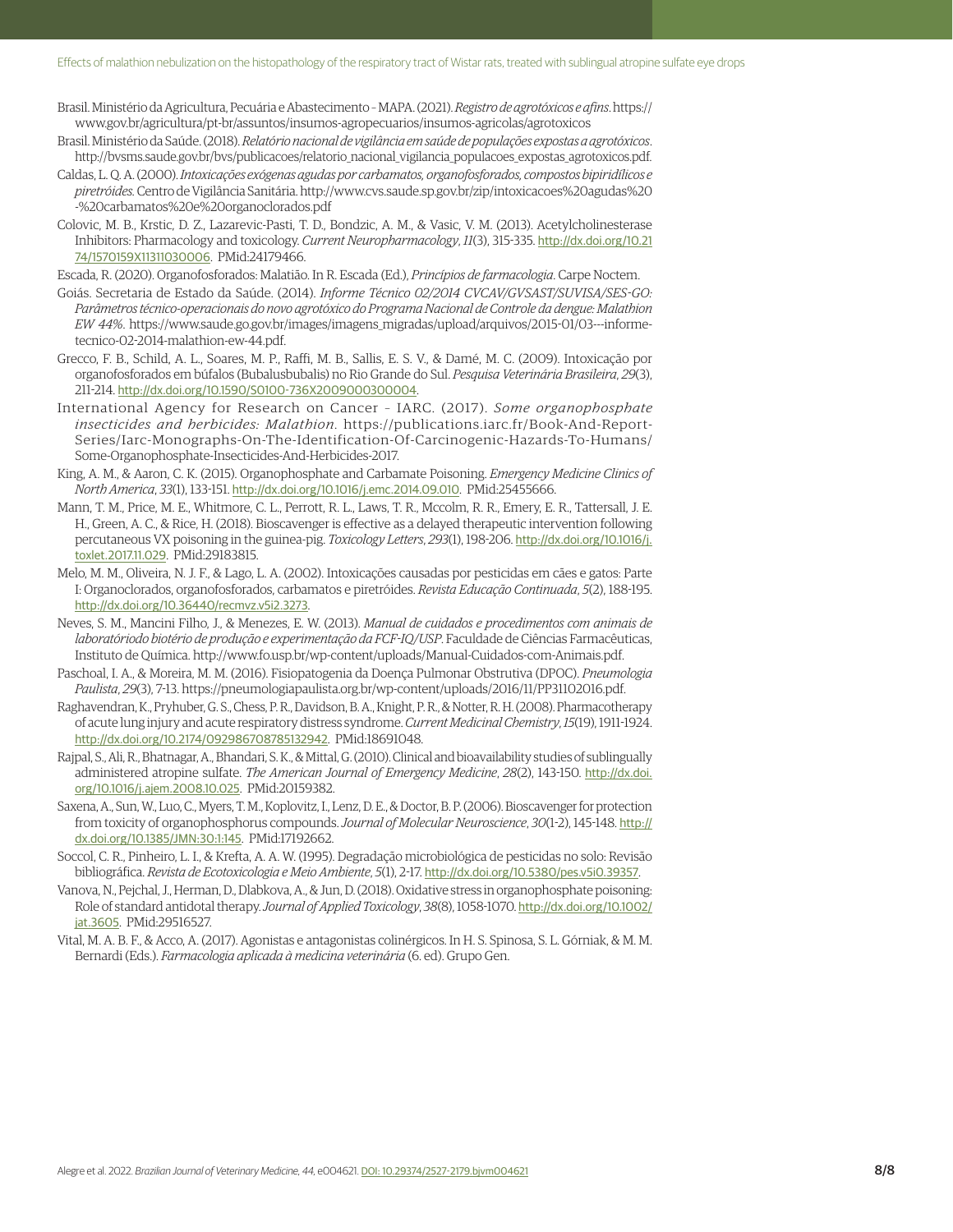Brasil. Ministério da Agricultura, Pecuária e Abastecimento – MAPA. (2021). *Registro de agrotóxicos e afins*. https://www.gov.br/agricultura/pt-br/assuntos/insumos-agropecuarios/insumos-agricolas/agrotoxicos

Brasil. Ministério da Saúde. (2018). *Relatório nacional de vigilância em saúde de populações expostas a agrotóxicos*. http://bvsms.saude.gov.br/bvs/publicacoes/relatorio_nacional_vigilancia_populacoes_expostas_agrotoxicos.pdf.

Caldas, L. Q. A. (2000). *Intoxicações exógenas agudas por carbamatos, organofosforados, compostos bipiridílicos e piretróides*. Centro de Vigilância Sanitária. http://www.cvs.saude.sp.gov.br/zip/intoxicacoes%20agudas%20-%20carbamatos%20e%20organoclorados.pdf

Colovic, M. B., Krstic, D. Z., Lazarevic-Pasti, T. D., Bondzic, A. M., & Vasic, V. M. (2013). Acetylcholinesterase Inhibitors: Pharmacology and toxicology. *Current Neuropharmacology*, *11*(3), 315-335. http://dx.doi.org/10.2174/1570159X11311030006. PMid:24179466.

Escada, R. (2020). Organofosforados: Malatião. In R. Escada (Ed.), *Princípios de farmacologia*. Carpe Noctem.

Goiás. Secretaria de Estado da Saúde. (2014). *Informe Técnico 02/2014 CVCAV/GVSAST/SUVISA/SES-GO: Parâmetros técnico-operacionais do novo agrotóxico do Programa Nacional de Controle da dengue: Malathion EW 44%*. https://www.saude.go.gov.br/images/imagens_migradas/upload/arquivos/2015-01/03---informe-tecnico-02-2014-malathion-ew-44.pdf.

Grecco, F. B., Schild, A. L., Soares, M. P., Raffi, M. B., Sallis, E. S. V., & Damé, M. C. (2009). Intoxicação por organofosforados em búfalos (Bubalusbubalis) no Rio Grande do Sul. *Pesquisa Veterinária Brasileira*, *29*(3), 211-214. http://dx.doi.org/10.1590/S0100-736X2009000300004.

International Agency for Research on Cancer – IARC. (2017). *Some organophosphate insecticides and herbicides: Malathion*. https://publications.iarc.fr/Book-And-Report-Series/Iarc-Monographs-On-The-Identification-Of-Carcinogenic-Hazards-To-Humans/Some-Organophosphate-Insecticides-And-Herbicides-2017.

King, A. M., & Aaron, C. K. (2015). Organophosphate and Carbamate Poisoning. *Emergency Medicine Clinics of North America*, *33*(1), 133-151. http://dx.doi.org/10.1016/j.emc.2014.09.010. PMid:25455666.

Mann, T. M., Price, M. E., Whitmore, C. L., Perrott, R. L., Laws, T. R., Mccolm, R. R., Emery, E. R., Tattersall, J. E. H., Green, A. C., & Rice, H. (2018). Bioscavenger is effective as a delayed therapeutic intervention following percutaneous VX poisoning in the guinea-pig. *Toxicology Letters*, *293*(1), 198-206. http://dx.doi.org/10.1016/j.toxlet.2017.11.029. PMid:29183815.

Melo, M. M., Oliveira, N. J. F., & Lago, L. A. (2002). Intoxicações causadas por pesticidas em cães e gatos: Parte I: Organoclorados, organofosforados, carbamatos e piretróides. *Revista Educação Continuada*, *5*(2), 188-195. http://dx.doi.org/10.36440/recmvz.v5i2.3273.

Neves, S. M., Mancini Filho, J., & Menezes, E. W. (2013). *Manual de cuidados e procedimentos com animais de laboratóriodo biotério de produção e experimentação da FCF-IQ/USP*. Faculdade de Ciências Farmacêuticas, Instituto de Química. http://www.fo.usp.br/wp-content/uploads/Manual-Cuidados-com-Animais.pdf.

Paschoal, I. A., & Moreira, M. M. (2016). Fisiopatogenia da Doença Pulmonar Obstrutiva (DPOC). *Pneumologia Paulista*, *29*(3), 7-13. https://pneumologiapaulista.org.br/wp-content/uploads/2016/11/PP31102016.pdf.

Raghavendran, K., Pryhuber, G. S., Chess, P. R., Davidson, B. A., Knight, P. R., & Notter, R. H. (2008). Pharmacotherapy of acute lung injury and acute respiratory distress syndrome. *Current Medicinal Chemistry*, *15*(19), 1911-1924. http://dx.doi.org/10.2174/092986708785132942. PMid:18691048.

Rajpal, S., Ali, R., Bhatnagar, A., Bhandari, S. K., & Mittal, G. (2010). Clinical and bioavailability studies of sublingually administered atropine sulfate. *The American Journal of Emergency Medicine*, *28*(2), 143-150. http://dx.doi.org/10.1016/j.ajem.2008.10.025. PMid:20159382.

Saxena, A., Sun, W., Luo, C., Myers, T. M., Koplovitz, I., Lenz, D. E., & Doctor, B. P. (2006). Bioscavenger for protection from toxicity of organophosphorus compounds. *Journal of Molecular Neuroscience*, *30*(1-2), 145-148. http://dx.doi.org/10.1385/JMN:30:1:145. PMid:17192662.

Soccol, C. R., Pinheiro, L. I., & Krefta, A. A. W. (1995). Degradação microbiológica de pesticidas no solo: Revisão bibliográfica. *Revista de Ecotoxicologia e Meio Ambiente*, *5*(1), 2-17. http://dx.doi.org/10.5380/pes.v5i0.39357.

Vanova, N., Pejchal, J., Herman, D., Dlabkova, A., & Jun, D. (2018). Oxidative stress in organophosphate poisoning: Role of standard antidotal therapy. *Journal of Applied Toxicology*, *38*(8), 1058-1070. http://dx.doi.org/10.1002/jat.3605. PMid:29516527.

Vital, M. A. B. F., & Acco, A. (2017). Agonistas e antagonistas colinérgicos. In H. S. Spinosa, S. L. Górniak, & M. M. Bernardi (Eds.). *Farmacologia aplicada à medicina veterinária* (6. ed). Grupo Gen.